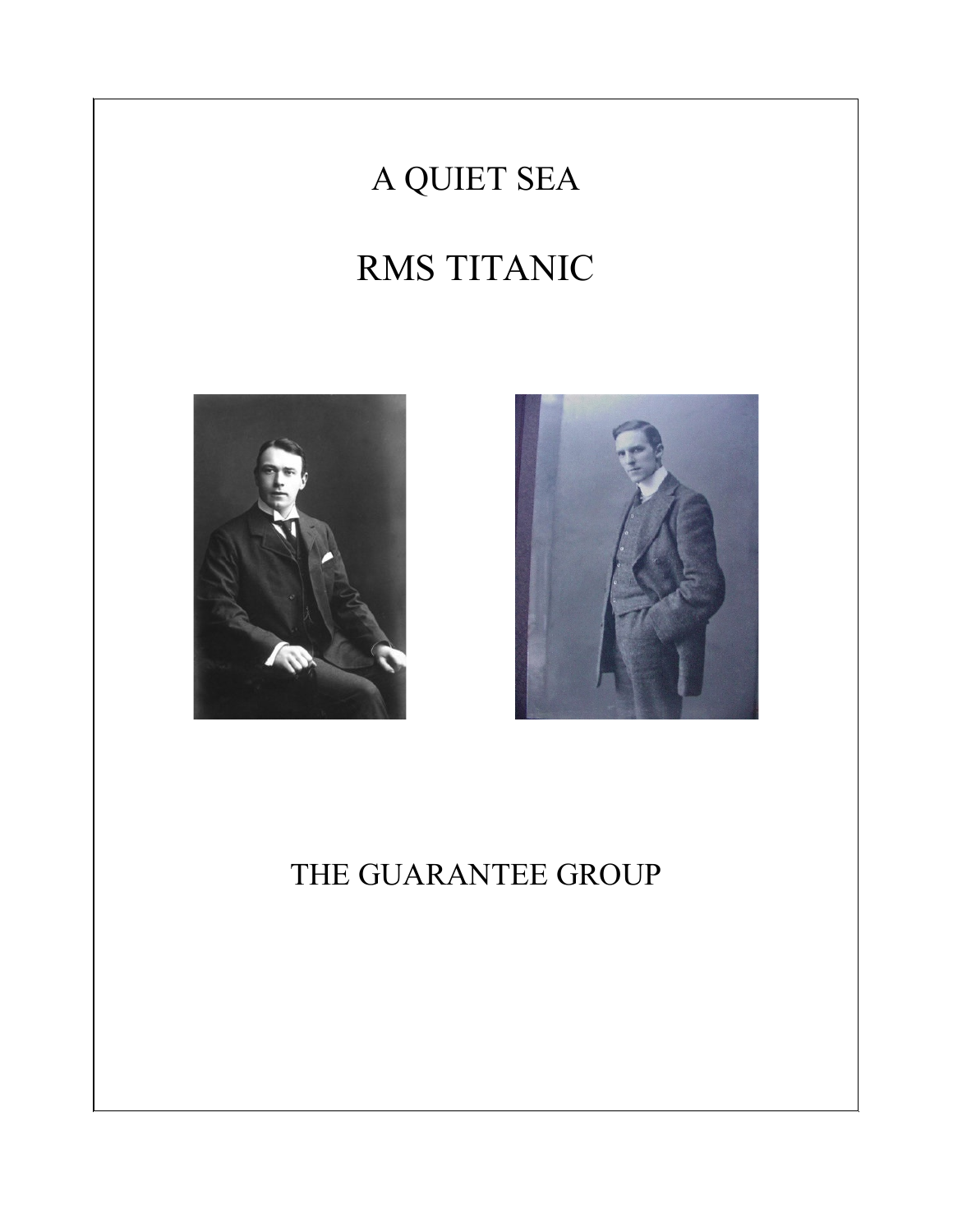# A QUIET SEA

# RMS TITANIC

THE GUARANTEE GROUP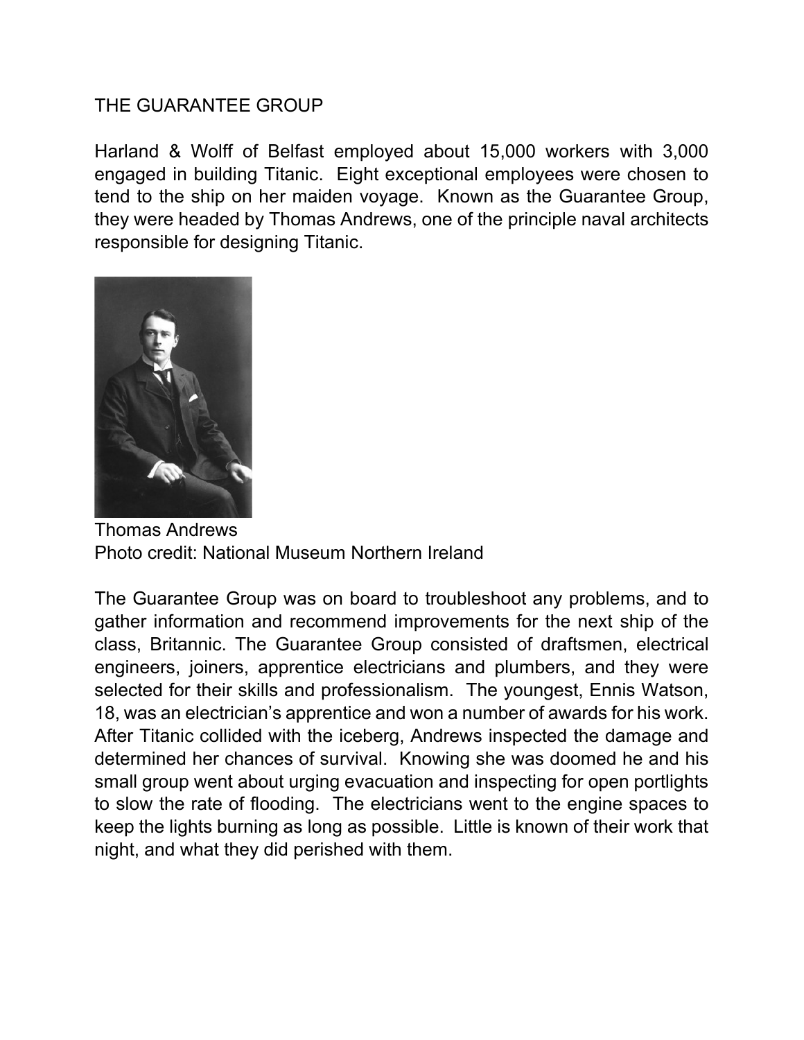# THE GUARANTEE GROUP

Harland & Wolff of Belfast employed about 15,000 workers with 3,000 engaged in building Titanic. Eight exceptional employees were chosen to tend to the ship on her maiden voyage. Known as the Guarantee Group, they were headed by Thomas Andrews, one of the principle naval architects responsible for designing Titanic.

Thomas Andrews
Photo credit: National Museum Northern Ireland

The Guarantee Group was on board to troubleshoot any problems, and to gather information and recommend improvements for the next ship of the class, Britannic. The Guarantee Group consisted of draftsmen, electrical engineers, joiners, apprentice electricians and plumbers, and they were selected for their skills and professionalism. The youngest, Ennis Watson, 18, was an electrician's apprentice and won a number of awards for his work. After Titanic collided with the iceberg, Andrews inspected the damage and determined her chances of survival. Knowing she was doomed he and his small group went about urging evacuation and inspecting for open portlights to slow the rate of flooding. The electricians went to the engine spaces to keep the lights burning as long as possible. Little is known of their work that night, and what they did perished with them.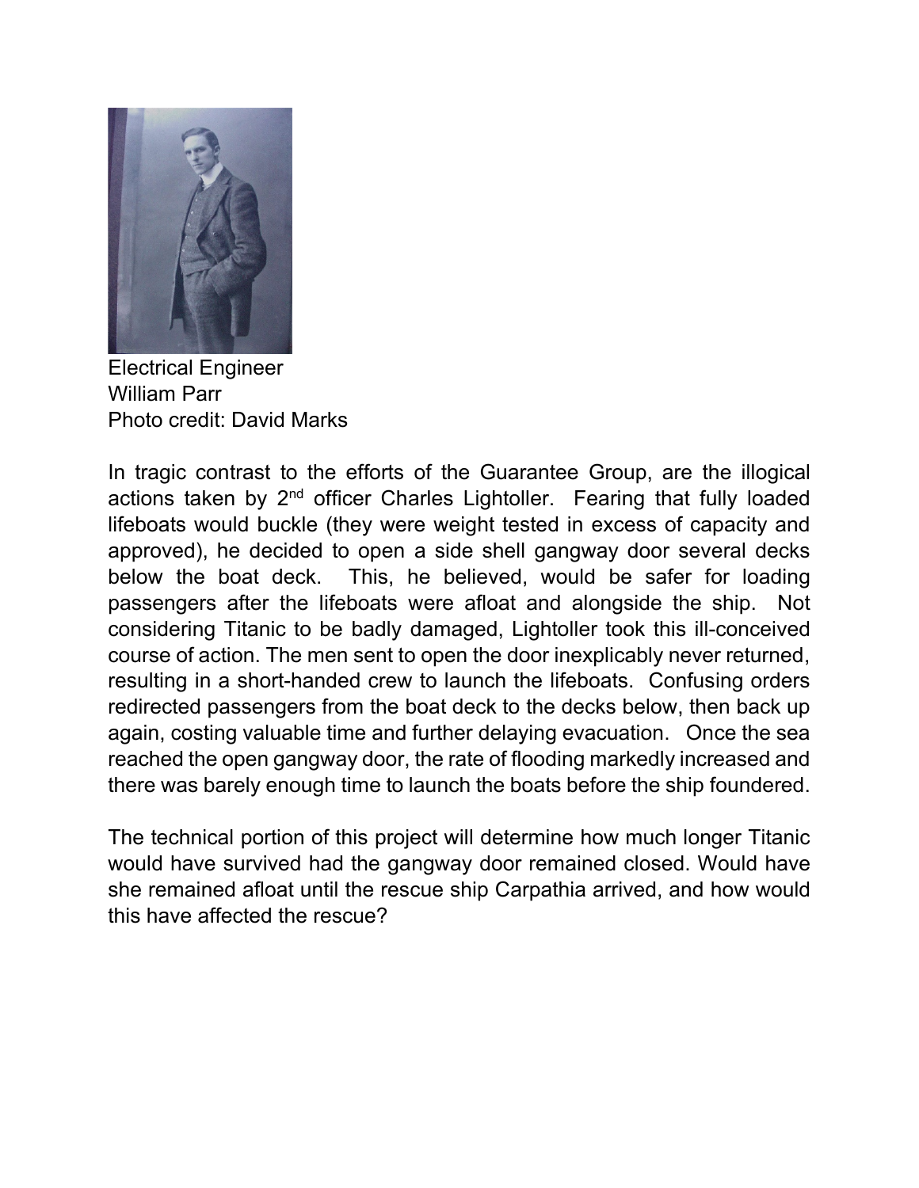Electrical Engineer
William Parr
Photo credit: David Marks

In tragic contrast to the efforts of the Guarantee Group, are the illogical actions taken by 2nd officer Charles Lightoller. Fearing that fully loaded lifeboats would buckle (they were weight tested in excess of capacity and approved), he decided to open a side shell gangway door several decks below the boat deck. This, he believed, would be safer for loading passengers after the lifeboats were afloat and alongside the ship. Not considering Titanic to be badly damaged, Lightoller took this ill-conceived course of action. The men sent to open the door inexplicably never returned, resulting in a short-handed crew to launch the lifeboats. Confusing orders redirected passengers from the boat deck to the decks below, then back up again, costing valuable time and further delaying evacuation. Once the sea reached the open gangway door, the rate of flooding markedly increased and there was barely enough time to launch the boats before the ship foundered.

The technical portion of this project will determine how much longer Titanic would have survived had the gangway door remained closed. Would have she remained afloat until the rescue ship Carpathia arrived, and how would this have affected the rescue?